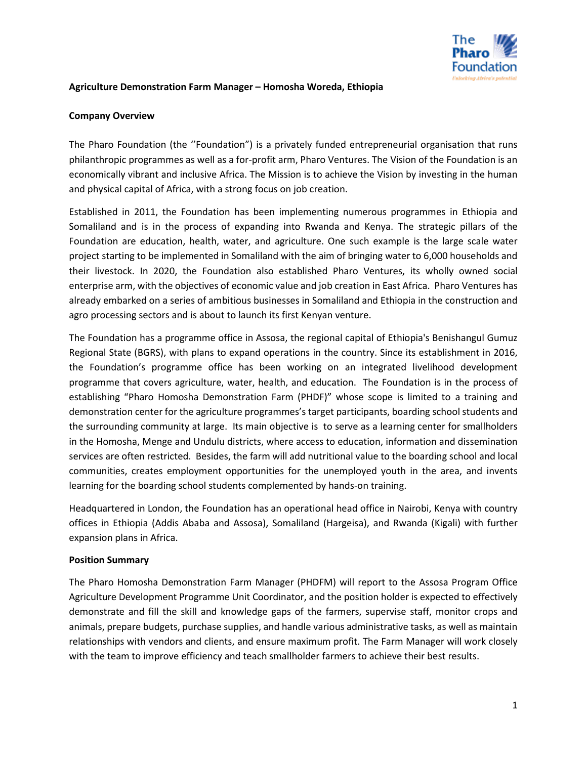**Agriculture Demonstration Farm Manager – Homosha Woreda, Ethiopia**

**Company Overview**

The Pharo Foundation (the ''Foundation") is a privately funded entrepreneurial organisation that runs philanthropic programmes as well as a for-profit arm, Pharo Ventures. The Vision of the Foundation is an economically vibrant and inclusive Africa. The Mission is to achieve the Vision by investing in the human and physical capital of Africa, with a strong focus on job creation.

Established in 2011, the Foundation has been implementing numerous programmes in Ethiopia and Somaliland and is in the process of expanding into Rwanda and Kenya. The strategic pillars of the Foundation are education, health, water, and agriculture. One such example is the large scale water project starting to be implemented in Somaliland with the aim of bringing water to 6,000 households and their livestock. In 2020, the Foundation also established Pharo Ventures, its wholly owned social enterprise arm, with the objectives of economic value and job creation in East Africa. Pharo Ventures has already embarked on a series of ambitious businesses in Somaliland and Ethiopia in the construction and agro processing sectors and is about to launch its first Kenyan venture.

The Foundation has a programme office in Assosa, the regional capital of Ethiopia's Benishangul Gumuz Regional State (BGRS), with plans to expand operations in the country. Since its establishment in 2016, the Foundation's programme office has been working on an integrated livelihood development programme that covers agriculture, water, health, and education. The Foundation is in the process of establishing "Pharo Homosha Demonstration Farm (PHDF)" whose scope is limited to a training and demonstration center for the agriculture programmes's target participants, boarding school students and the surrounding community at large. Its main objective is to serve as a learning center for smallholders in the Homosha, Menge and Undulu districts, where access to education, information and dissemination services are often restricted. Besides, the farm will add nutritional value to the boarding school and local communities, creates employment opportunities for the unemployed youth in the area, and invents learning for the boarding school students complemented by hands-on training.

Headquartered in London, the Foundation has an operational head office in Nairobi, Kenya with country offices in Ethiopia (Addis Ababa and Assosa), Somaliland (Hargeisa), and Rwanda (Kigali) with further expansion plans in Africa.

**Position Summary**

The Pharo Homosha Demonstration Farm Manager (PHDFM) will report to the Assosa Program Office Agriculture Development Programme Unit Coordinator, and the position holder is expected to effectively demonstrate and fill the skill and knowledge gaps of the farmers, supervise staff, monitor crops and animals, prepare budgets, purchase supplies, and handle various administrative tasks, as well as maintain relationships with vendors and clients, and ensure maximum profit. The Farm Manager will work closely with the team to improve efficiency and teach smallholder farmers to achieve their best results.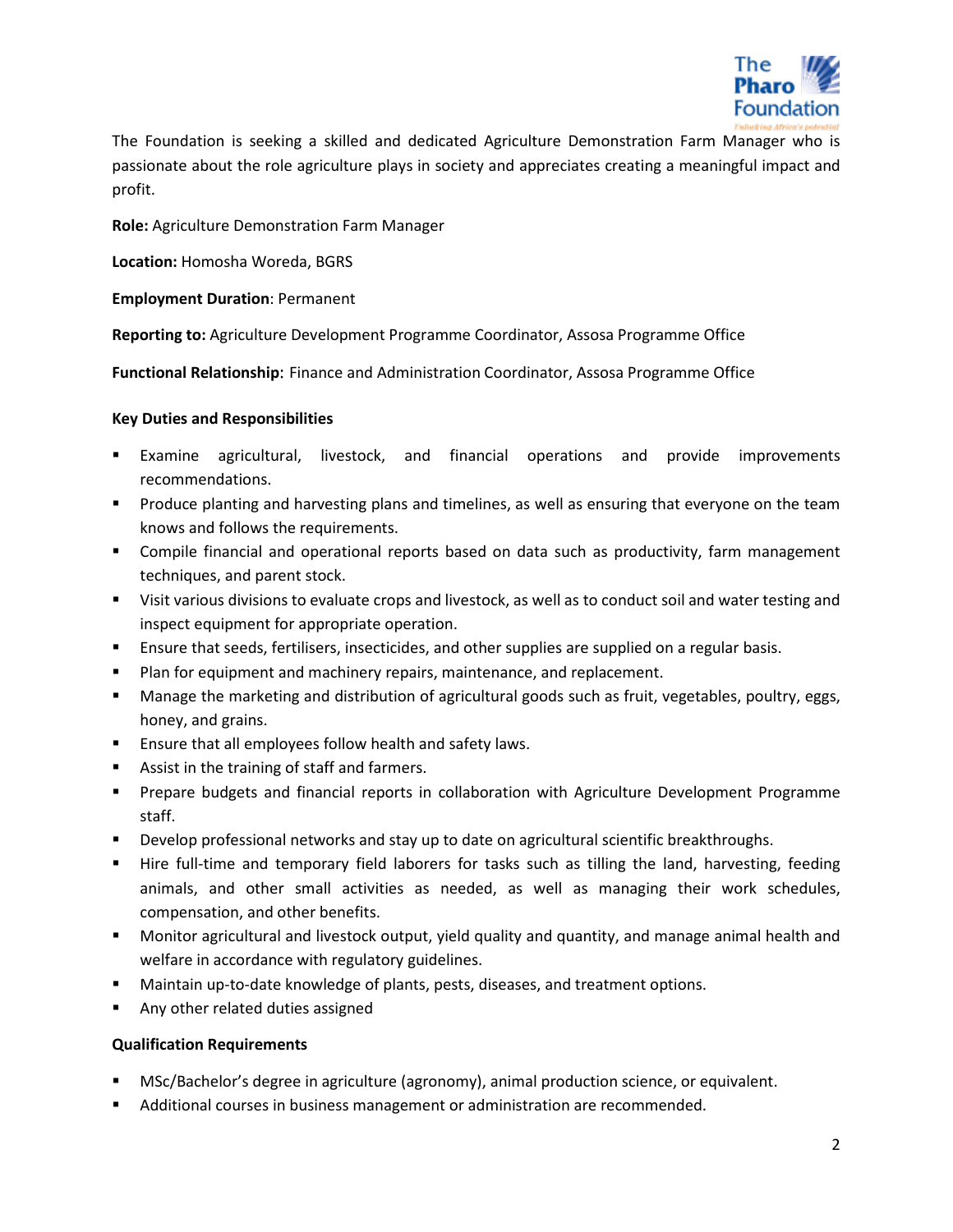The Foundation is seeking a skilled and dedicated Agriculture Demonstration Farm Manager who is passionate about the role agriculture plays in society and appreciates creating a meaningful impact and profit.

**Role:** Agriculture Demonstration Farm Manager

**Location:** Homosha Woreda, BGRS

**Employment Duration**: Permanent

**Reporting to:** Agriculture Development Programme Coordinator, Assosa Programme Office

**Functional Relationship**: Finance and Administration Coordinator, Assosa Programme Office

**Key Duties and Responsibilities**

- Examine agricultural, livestock, and financial operations and provide improvements recommendations.
- Produce planting and harvesting plans and timelines, as well as ensuring that everyone on the team knows and follows the requirements.
- Compile financial and operational reports based on data such as productivity, farm management techniques, and parent stock.
- Visit various divisions to evaluate crops and livestock, as well as to conduct soil and water testing and inspect equipment for appropriate operation.
- Ensure that seeds, fertilisers, insecticides, and other supplies are supplied on a regular basis.
- Plan for equipment and machinery repairs, maintenance, and replacement.
- Manage the marketing and distribution of agricultural goods such as fruit, vegetables, poultry, eggs, honey, and grains.
- Ensure that all employees follow health and safety laws.
- Assist in the training of staff and farmers.
- Prepare budgets and financial reports in collaboration with Agriculture Development Programme staff.
- Develop professional networks and stay up to date on agricultural scientific breakthroughs.
- Hire full-time and temporary field laborers for tasks such as tilling the land, harvesting, feeding animals, and other small activities as needed, as well as managing their work schedules, compensation, and other benefits.
- Monitor agricultural and livestock output, yield quality and quantity, and manage animal health and welfare in accordance with regulatory guidelines.
- Maintain up-to-date knowledge of plants, pests, diseases, and treatment options.
- Any other related duties assigned

**Qualification Requirements**

- MSc/Bachelor's degree in agriculture (agronomy), animal production science, or equivalent.
- Additional courses in business management or administration are recommended.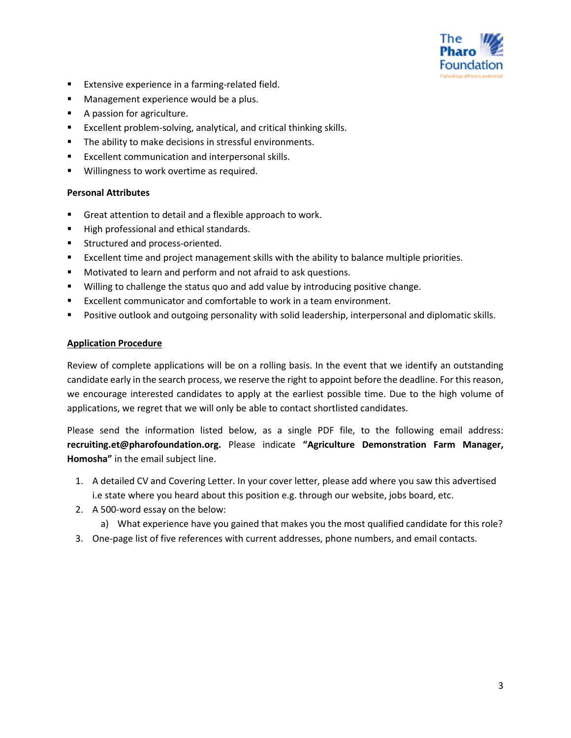- Extensive experience in a farming-related field.
- Management experience would be a plus.
- A passion for agriculture.
- Excellent problem-solving, analytical, and critical thinking skills.
- The ability to make decisions in stressful environments.
- Excellent communication and interpersonal skills.
- Willingness to work overtime as required.

**Personal Attributes**

- Great attention to detail and a flexible approach to work.
- High professional and ethical standards.
- Structured and process-oriented.
- Excellent time and project management skills with the ability to balance multiple priorities.
- Motivated to learn and perform and not afraid to ask questions.
- Willing to challenge the status quo and add value by introducing positive change.
- Excellent communicator and comfortable to work in a team environment.
- Positive outlook and outgoing personality with solid leadership, interpersonal and diplomatic skills.

**Application Procedure**

Review of complete applications will be on a rolling basis. In the event that we identify an outstanding candidate early in the search process, we reserve the right to appoint before the deadline. For this reason, we encourage interested candidates to apply at the earliest possible time. Due to the high volume of applications, we regret that we will only be able to contact shortlisted candidates.

Please send the information listed below, as a single PDF file, to the following email address: **recruiting.et@pharofoundation.org.** Please indicate **"Agriculture Demonstration Farm Manager, Homosha"** in the email subject line.

1. A detailed CV and Covering Letter. In your cover letter, please add where you saw this advertised i.e state where you heard about this position e.g. through our website, jobs board, etc.
2. A 500-word essay on the below:
   a) What experience have you gained that makes you the most qualified candidate for this role?
3. One-page list of five references with current addresses, phone numbers, and email contacts.